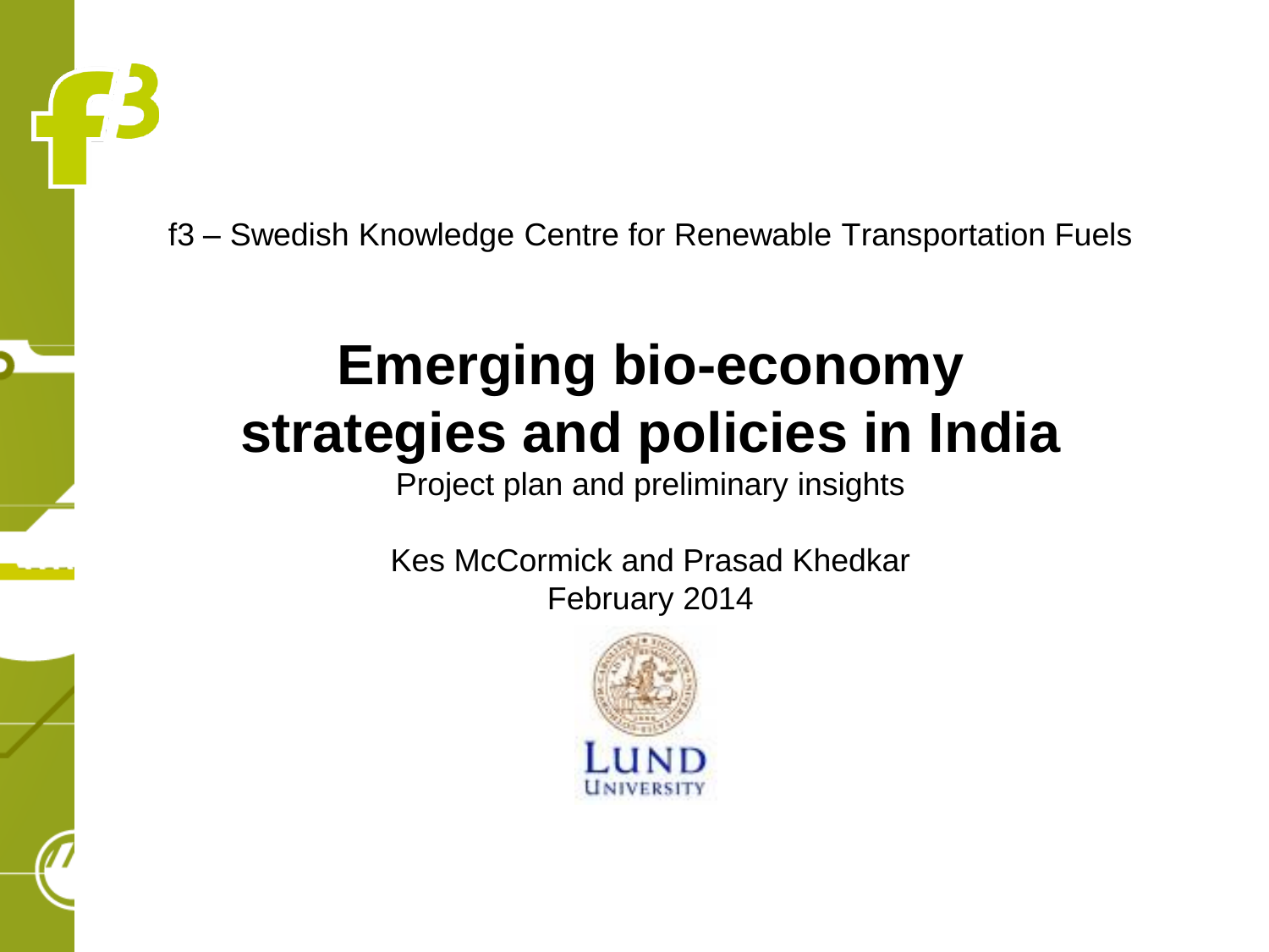f3 – Swedish Knowledge Centre for Renewable Transportation Fuels

# Emerging bio-economy strategies and policies in India

Project plan and preliminary insights

Kes McCormick and Prasad Khedkar

February 2014

LUND UNIVERSITY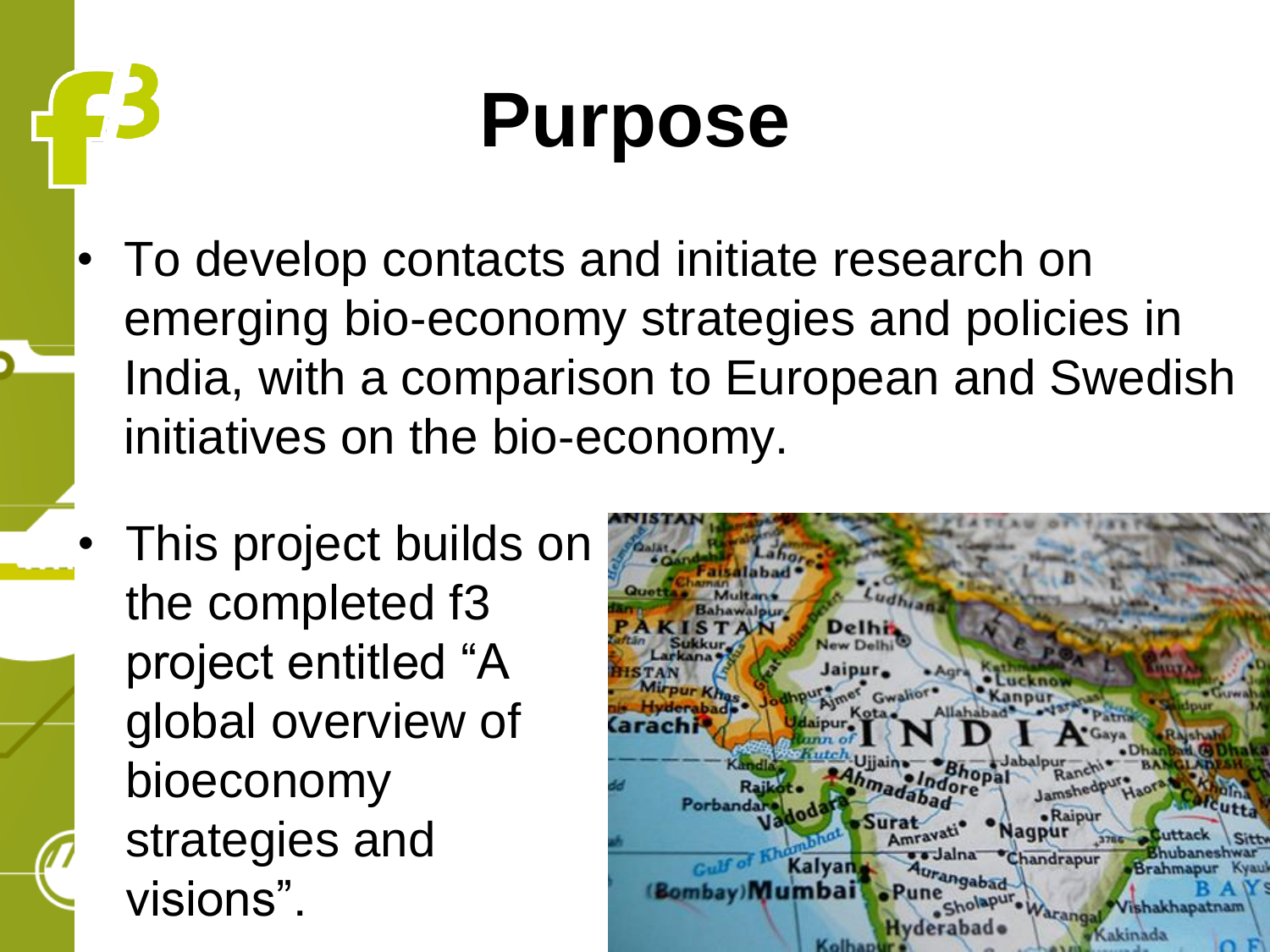# Purpose

- To develop contacts and initiate research on emerging bio-economy strategies and policies in India, with a comparison to European and Swedish initiatives on the bio-economy.
- This project builds on the completed f3 project entitled “A global overview of bioeconomy strategies and visions”.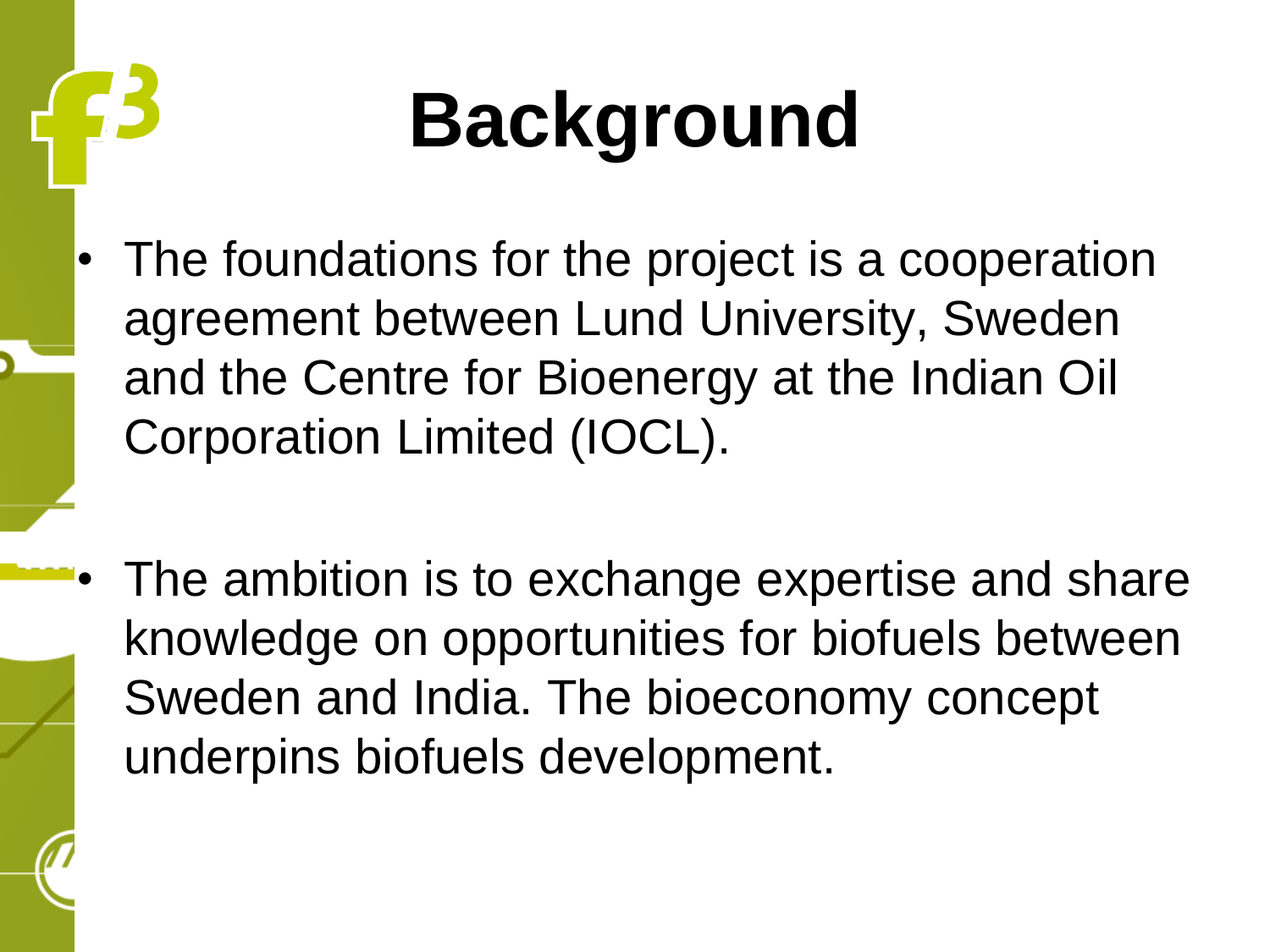# Background

- The foundations for the project is a cooperation agreement between Lund University, Sweden and the Centre for Bioenergy at the Indian Oil Corporation Limited (IOCL).

- The ambition is to exchange expertise and share knowledge on opportunities for biofuels between Sweden and India. The bioeconomy concept underpins biofuels development.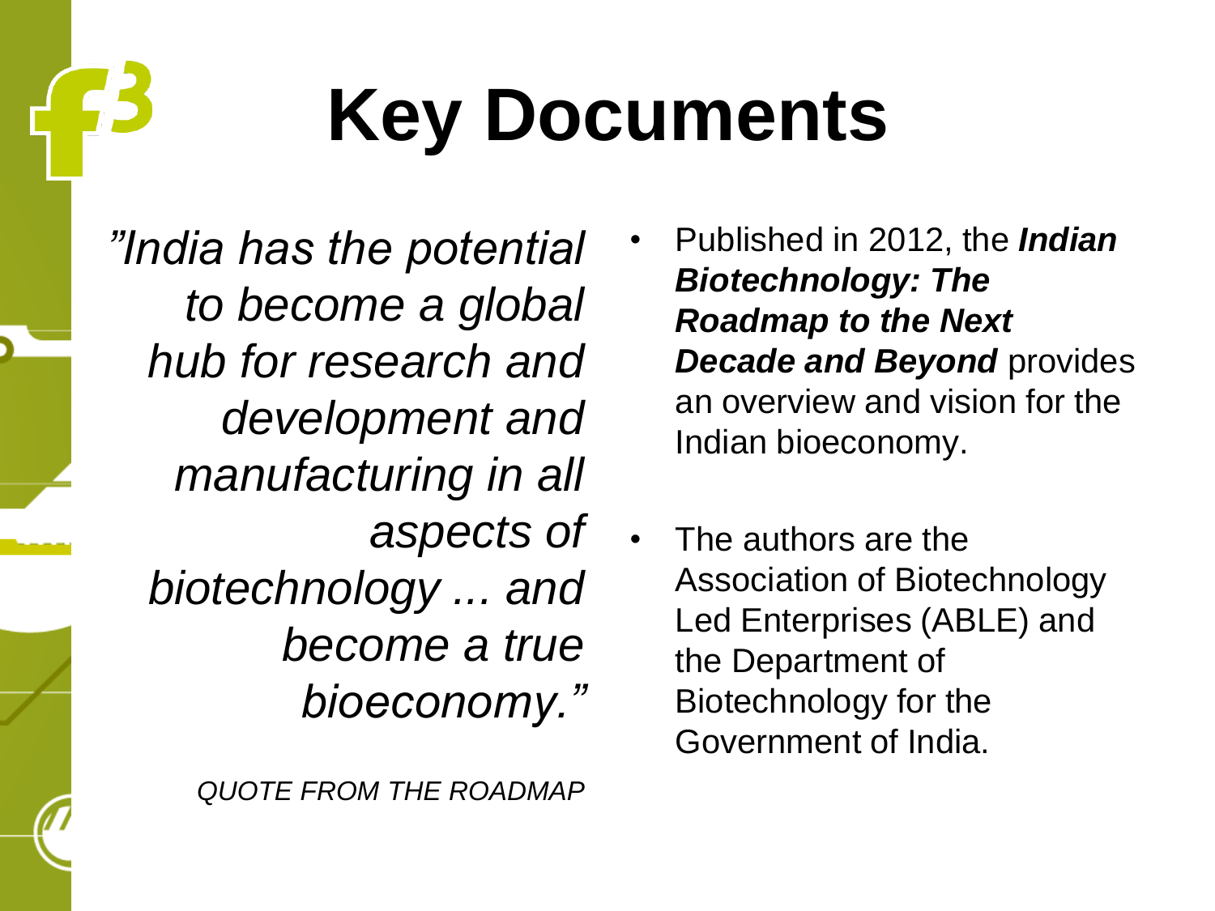# Key Documents

*"India has the potential to become a global hub for research and development and manufacturing in all aspects of biotechnology ... and become a true bioeconomy."*

*QUOTE FROM THE ROADMAP*

- Published in 2012, the ***Indian Biotechnology: The Roadmap to the Next Decade and Beyond*** provides an overview and vision for the Indian bioeconomy.
- The authors are the Association of Biotechnology Led Enterprises (ABLE) and the Department of Biotechnology for the Government of India.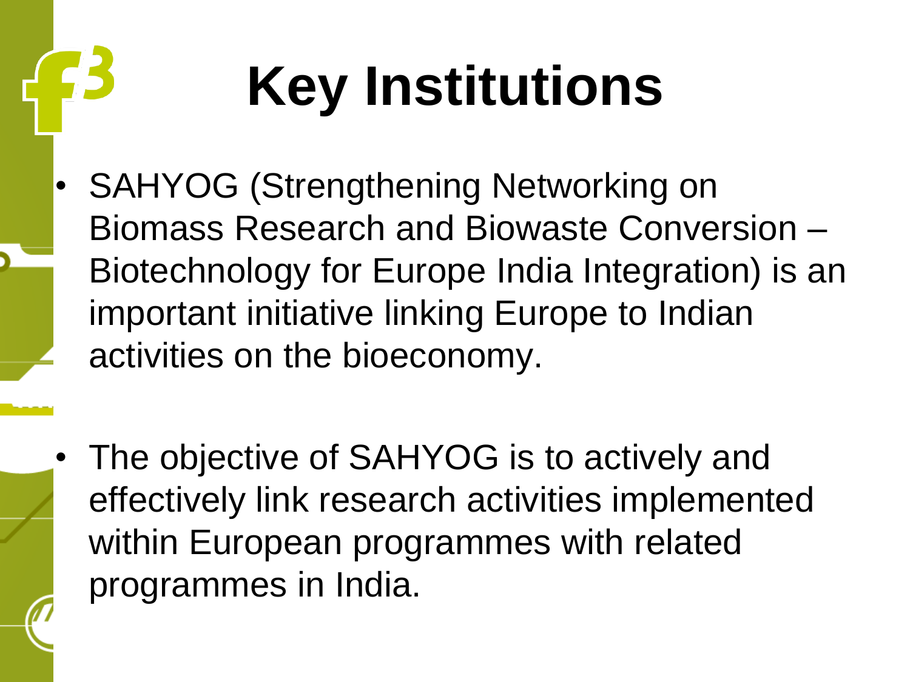# Key Institutions

- SAHYOG (Strengthening Networking on Biomass Research and Biowaste Conversion – Biotechnology for Europe India Integration) is an important initiative linking Europe to Indian activities on the bioeconomy.

- The objective of SAHYOG is to actively and effectively link research activities implemented within European programmes with related programmes in India.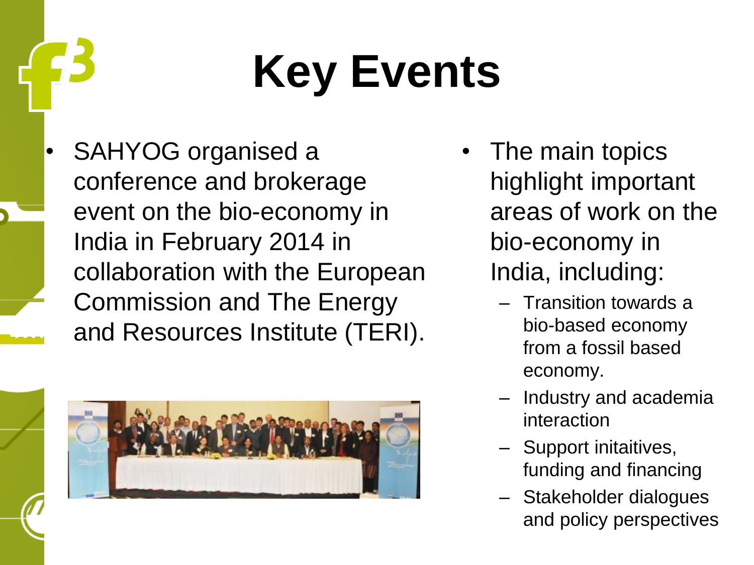# Key Events

- SAHYOG organised a conference and brokerage event on the bio-economy in India in February 2014 in collaboration with the European Commission and The Energy and Resources Institute (TERI).

- The main topics highlight important areas of work on the bio-economy in India, including:
  - Transition towards a bio-based economy from a fossil based economy.
  - Industry and academia interaction
  - Support initaitives, funding and financing
  - Stakeholder dialogues and policy perspectives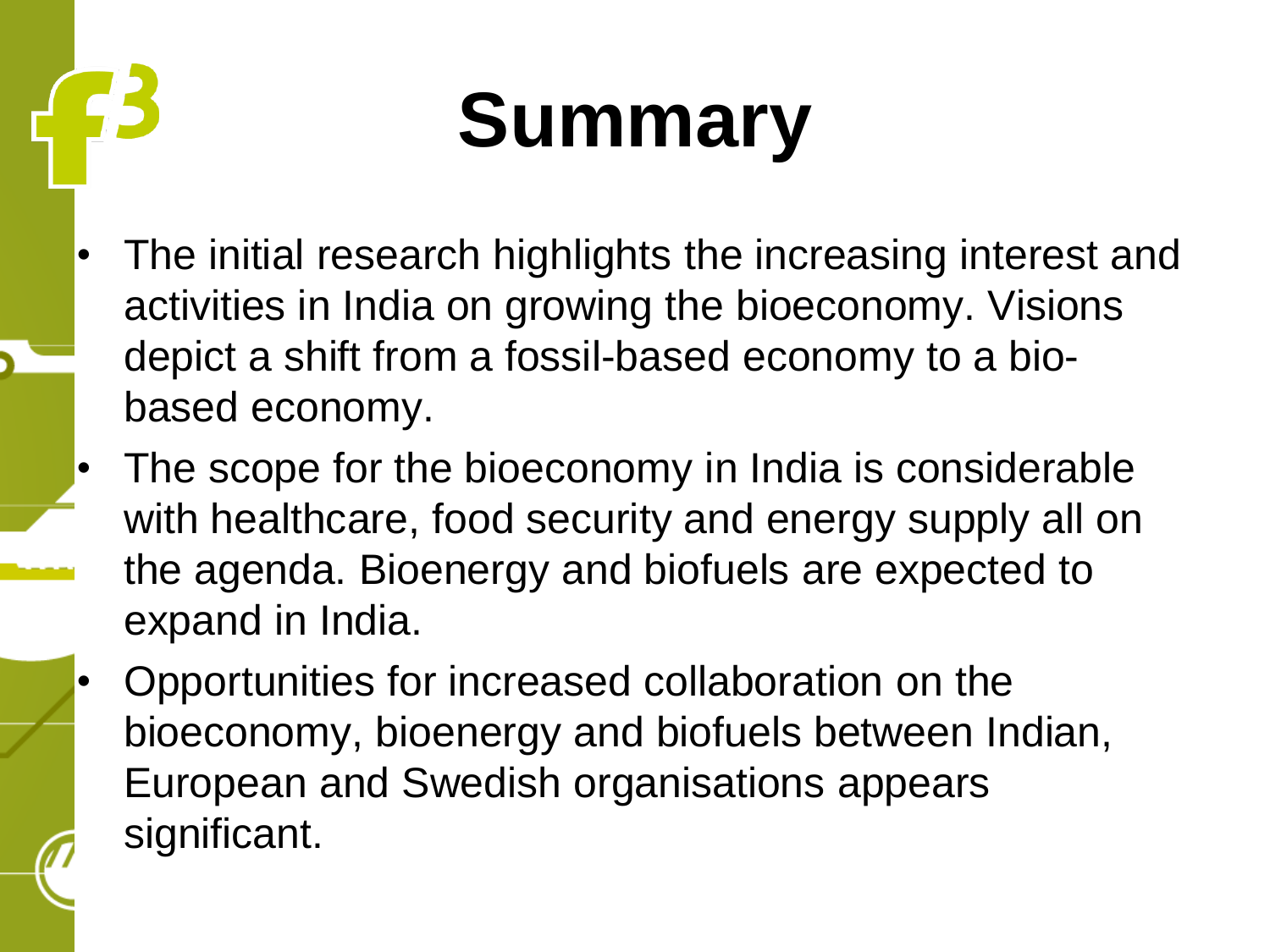# Summary

- The initial research highlights the increasing interest and activities in India on growing the bioeconomy. Visions depict a shift from a fossil-based economy to a bio-based economy.
- The scope for the bioeconomy in India is considerable with healthcare, food security and energy supply all on the agenda. Bioenergy and biofuels are expected to expand in India.
- Opportunities for increased collaboration on the bioeconomy, bioenergy and biofuels between Indian, European and Swedish organisations appears significant.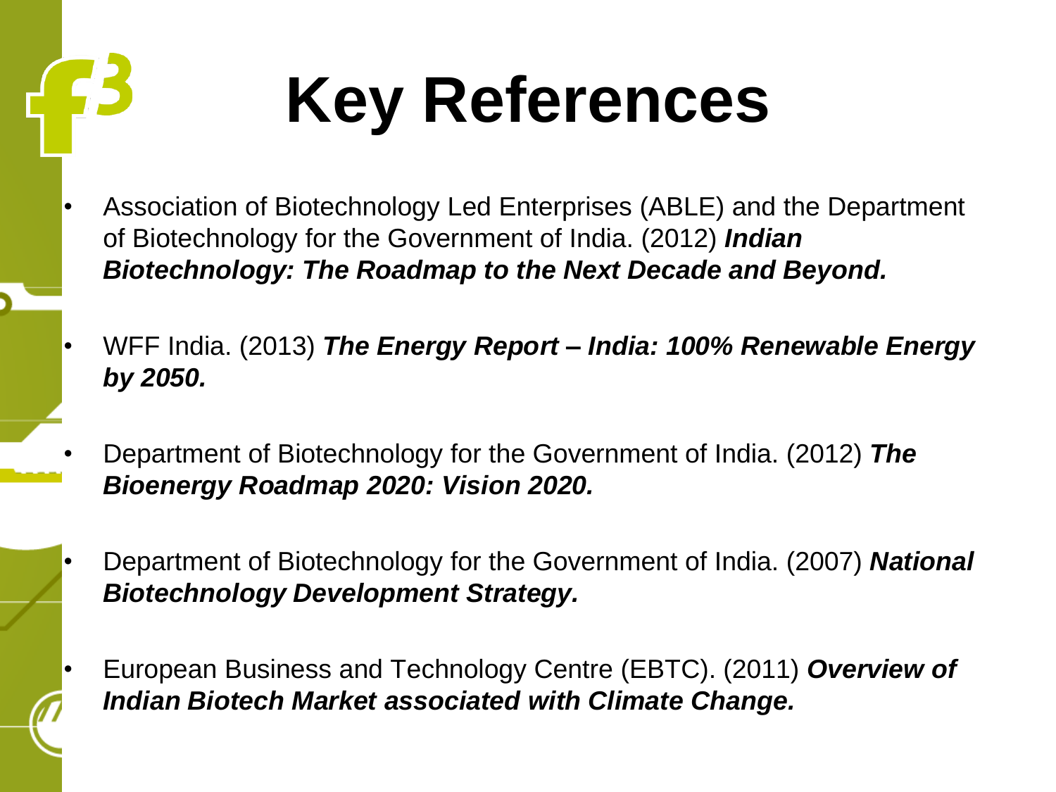# Key References

- Association of Biotechnology Led Enterprises (ABLE) and the Department of Biotechnology for the Government of India. (2012) ***Indian Biotechnology: The Roadmap to the Next Decade and Beyond.***
- WFF India. (2013) ***The Energy Report – India: 100% Renewable Energy by 2050.***
- Department of Biotechnology for the Government of India. (2012) ***The Bioenergy Roadmap 2020: Vision 2020.***
- Department of Biotechnology for the Government of India. (2007) ***National Biotechnology Development Strategy.***
- European Business and Technology Centre (EBTC). (2011) ***Overview of Indian Biotech Market associated with Climate Change.***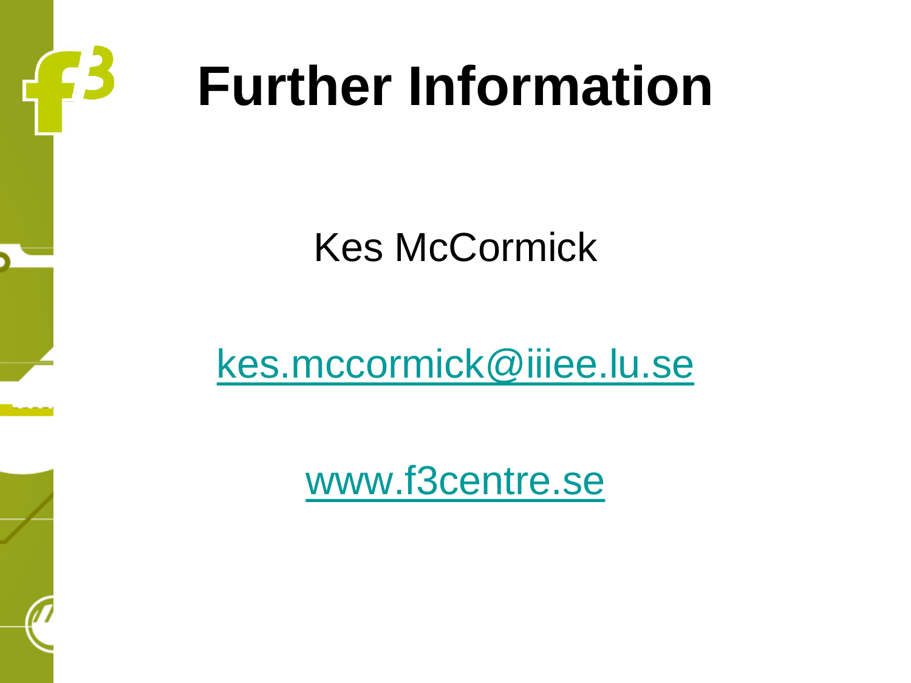# Further Information

Kes McCormick

kes.mccormick@iiiee.lu.se

www.f3centre.se